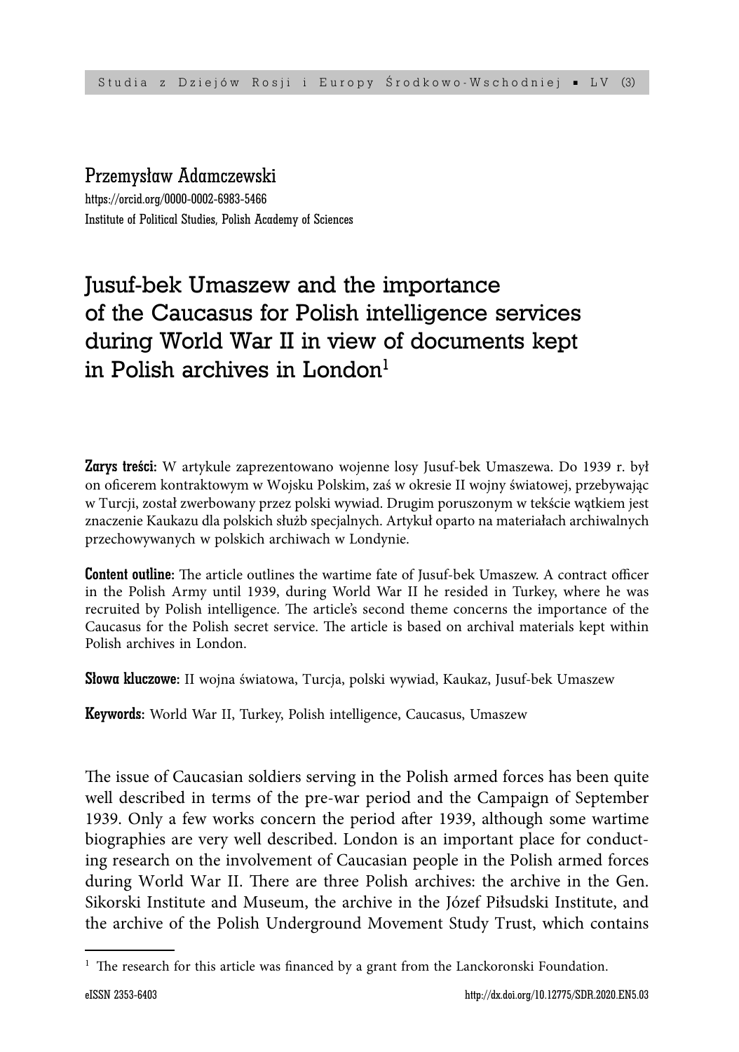Przemysław Adamczewski
https://orcid.org/0000-0002-6983-5466
Institute of Political Studies, Polish Academy of Sciences

# Jusuf-bek Umaszew and the importance of the Caucasus for Polish intelligence services during World War II in view of documents kept in Polish archives in London[1]

**Zarys treści:** W artykule zaprezentowano wojenne losy Jusuf-bek Umaszewa. Do 1939 r. był on oficerem kontraktowym w Wojsku Polskim, zaś w okresie II wojny światowej, przebywając w Turcji, został zwerbowany przez polski wywiad. Drugim poruszonym w tekście wątkiem jest znaczenie Kaukazu dla polskich służb specjalnych. Artykuł oparto na materiałach archiwalnych przechowywanych w polskich archiwach w Londynie.

**Content outline:** The article outlines the wartime fate of Jusuf-bek Umaszew. A contract officer in the Polish Army until 1939, during World War II he resided in Turkey, where he was recruited by Polish intelligence. The article's second theme concerns the importance of the Caucasus for the Polish secret service. The article is based on archival materials kept within Polish archives in London.

**Słowa kluczowe:** II wojna światowa, Turcja, polski wywiad, Kaukaz, Jusuf-bek Umaszew

**Keywords:** World War II, Turkey, Polish intelligence, Caucasus, Umaszew

The issue of Caucasian soldiers serving in the Polish armed forces has been quite well described in terms of the pre-war period and the Campaign of September 1939. Only a few works concern the period after 1939, although some wartime biographies are very well described. London is an important place for conducting research on the involvement of Caucasian people in the Polish armed forces during World War II. There are three Polish archives: the archive in the Gen. Sikorski Institute and Museum, the archive in the Józef Piłsudski Institute, and the archive of the Polish Underground Movement Study Trust, which contains

[1] The research for this article was financed by a grant from the Lanckoronski Foundation.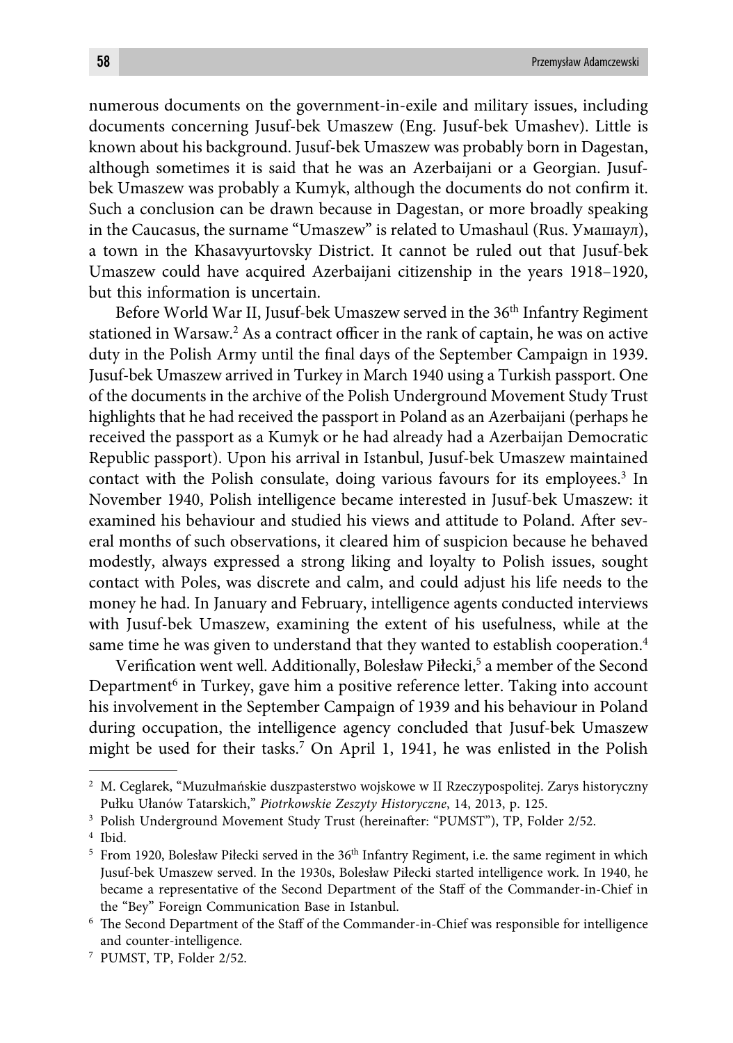numerous documents on the government-in-exile and military issues, including documents concerning Jusuf-bek Umaszew (Eng. Jusuf-bek Umashev). Little is known about his background. Jusuf-bek Umaszew was probably born in Dagestan, although sometimes it is said that he was an Azerbaijani or a Georgian. Jusuf-bek Umaszew was probably a Kumyk, although the documents do not confirm it. Such a conclusion can be drawn because in Dagestan, or more broadly speaking in the Caucasus, the surname "Umaszew" is related to Umashaul (Rus. Умашаул), a town in the Khasavyurtovsky District. It cannot be ruled out that Jusuf-bek Umaszew could have acquired Azerbaijani citizenship in the years 1918–1920, but this information is uncertain.

Before World War II, Jusuf-bek Umaszew served in the 36th Infantry Regiment stationed in Warsaw.[2] As a contract officer in the rank of captain, he was on active duty in the Polish Army until the final days of the September Campaign in 1939. Jusuf-bek Umaszew arrived in Turkey in March 1940 using a Turkish passport. One of the documents in the archive of the Polish Underground Movement Study Trust highlights that he had received the passport in Poland as an Azerbaijani (perhaps he received the passport as a Kumyk or he had already had a Azerbaijan Democratic Republic passport). Upon his arrival in Istanbul, Jusuf-bek Umaszew maintained contact with the Polish consulate, doing various favours for its employees.[3] In November 1940, Polish intelligence became interested in Jusuf-bek Umaszew: it examined his behaviour and studied his views and attitude to Poland. After several months of such observations, it cleared him of suspicion because he behaved modestly, always expressed a strong liking and loyalty to Polish issues, sought contact with Poles, was discrete and calm, and could adjust his life needs to the money he had. In January and February, intelligence agents conducted interviews with Jusuf-bek Umaszew, examining the extent of his usefulness, while at the same time he was given to understand that they wanted to establish cooperation.[4]

Verification went well. Additionally, Bolesław Piłecki,[5] a member of the Second Department[6] in Turkey, gave him a positive reference letter. Taking into account his involvement in the September Campaign of 1939 and his behaviour in Poland during occupation, the intelligence agency concluded that Jusuf-bek Umaszew might be used for their tasks.[7] On April 1, 1941, he was enlisted in the Polish

---

[2] M. Ceglarek, "Muzułmańskie duszpasterstwo wojskowe w II Rzeczypospolitej. Zarys historyczny Pułku Ułanów Tatarskich," *Piotrkowskie Zeszyty Historyczne*, 14, 2013, p. 125.

[3] Polish Underground Movement Study Trust (hereinafter: "PUMST"), TP, Folder 2/52.

[4] Ibid.

[5] From 1920, Bolesław Piłecki served in the 36th Infantry Regiment, i.e. the same regiment in which Jusuf-bek Umaszew served. In the 1930s, Bolesław Piłecki started intelligence work. In 1940, he became a representative of the Second Department of the Staff of the Commander-in-Chief in the "Bey" Foreign Communication Base in Istanbul.

[6] The Second Department of the Staff of the Commander-in-Chief was responsible for intelligence and counter-intelligence.

[7] PUMST, TP, Folder 2/52.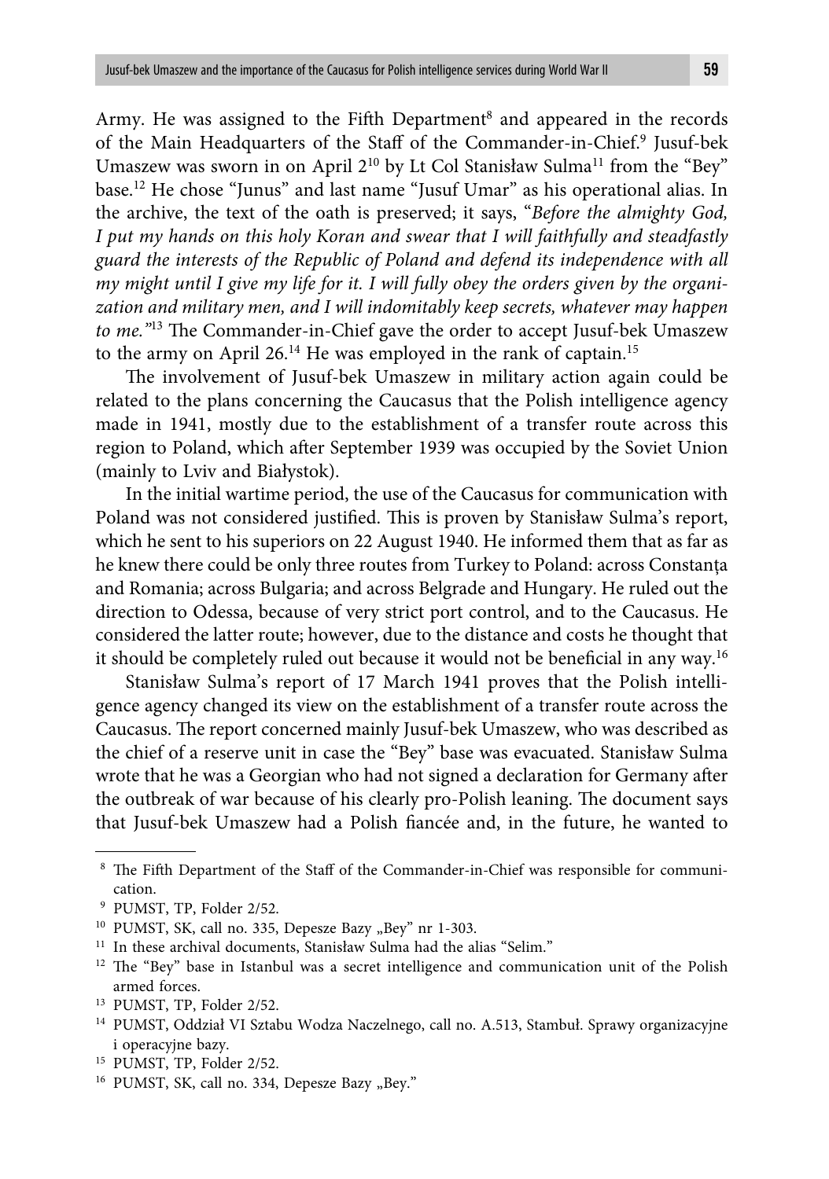Army. He was assigned to the Fifth Department[8] and appeared in the records of the Main Headquarters of the Staff of the Commander-in-Chief.[9] Jusuf-bek Umaszew was sworn in on April 2[10] by Lt Col Stanisław Sulma[11] from the "Bey" base.[12] He chose "Junus" and last name "Jusuf Umar" as his operational alias. In the archive, the text of the oath is preserved; it says, "*Before the almighty God, I put my hands on this holy Koran and swear that I will faithfully and steadfastly guard the interests of the Republic of Poland and defend its independence with all my might until I give my life for it. I will fully obey the orders given by the organization and military men, and I will indomitably keep secrets, whatever may happen to me.*"[13] The Commander-in-Chief gave the order to accept Jusuf-bek Umaszew to the army on April 26.[14] He was employed in the rank of captain.[15]

The involvement of Jusuf-bek Umaszew in military action again could be related to the plans concerning the Caucasus that the Polish intelligence agency made in 1941, mostly due to the establishment of a transfer route across this region to Poland, which after September 1939 was occupied by the Soviet Union (mainly to Lviv and Białystok).

In the initial wartime period, the use of the Caucasus for communication with Poland was not considered justified. This is proven by Stanisław Sulma's report, which he sent to his superiors on 22 August 1940. He informed them that as far as he knew there could be only three routes from Turkey to Poland: across Constanța and Romania; across Bulgaria; and across Belgrade and Hungary. He ruled out the direction to Odessa, because of very strict port control, and to the Caucasus. He considered the latter route; however, due to the distance and costs he thought that it should be completely ruled out because it would not be beneficial in any way.[16]

Stanisław Sulma's report of 17 March 1941 proves that the Polish intelligence agency changed its view on the establishment of a transfer route across the Caucasus. The report concerned mainly Jusuf-bek Umaszew, who was described as the chief of a reserve unit in case the "Bey" base was evacuated. Stanisław Sulma wrote that he was a Georgian who had not signed a declaration for Germany after the outbreak of war because of his clearly pro-Polish leaning. The document says that Jusuf-bek Umaszew had a Polish fiancée and, in the future, he wanted to

---

[8] The Fifth Department of the Staff of the Commander-in-Chief was responsible for communication.

[9] PUMST, TP, Folder 2/52.

[10] PUMST, SK, call no. 335, Depesze Bazy „Bey" nr 1-303.

[11] In these archival documents, Stanisław Sulma had the alias "Selim."

[12] The "Bey" base in Istanbul was a secret intelligence and communication unit of the Polish armed forces.

[13] PUMST, TP, Folder 2/52.

[14] PUMST, Oddział VI Sztabu Wodza Naczelnego, call no. A.513, Stambuł. Sprawy organizacyjne i operacyjne bazy.

[15] PUMST, TP, Folder 2/52.

[16] PUMST, SK, call no. 334, Depesze Bazy „Bey."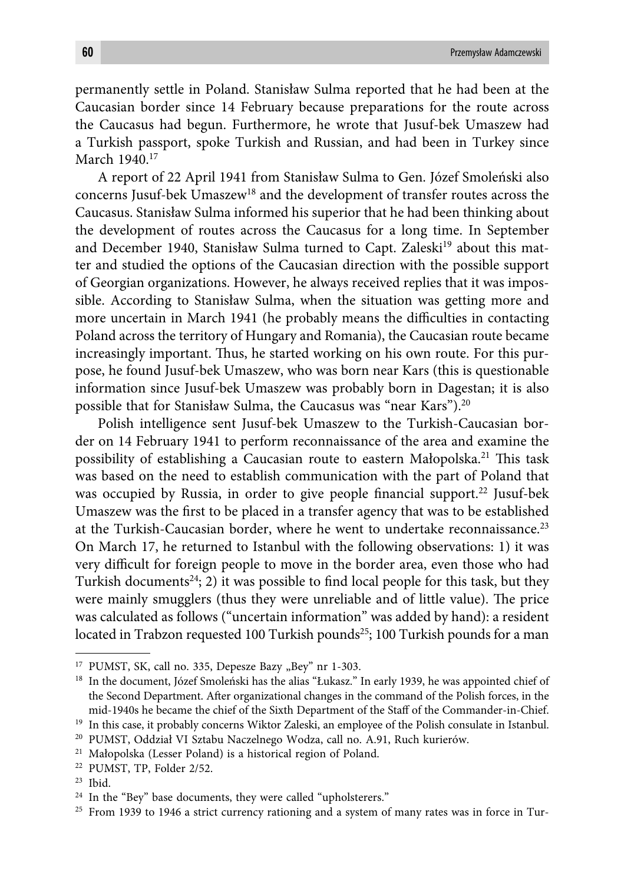permanently settle in Poland. Stanisław Sulma reported that he had been at the Caucasian border since 14 February because preparations for the route across the Caucasus had begun. Furthermore, he wrote that Jusuf-bek Umaszew had a Turkish passport, spoke Turkish and Russian, and had been in Turkey since March 1940.[17]

A report of 22 April 1941 from Stanisław Sulma to Gen. Józef Smoleński also concerns Jusuf-bek Umaszew[18] and the development of transfer routes across the Caucasus. Stanisław Sulma informed his superior that he had been thinking about the development of routes across the Caucasus for a long time. In September and December 1940, Stanisław Sulma turned to Capt. Zaleski[19] about this matter and studied the options of the Caucasian direction with the possible support of Georgian organizations. However, he always received replies that it was impossible. According to Stanisław Sulma, when the situation was getting more and more uncertain in March 1941 (he probably means the difficulties in contacting Poland across the territory of Hungary and Romania), the Caucasian route became increasingly important. Thus, he started working on his own route. For this purpose, he found Jusuf-bek Umaszew, who was born near Kars (this is questionable information since Jusuf-bek Umaszew was probably born in Dagestan; it is also possible that for Stanisław Sulma, the Caucasus was "near Kars").[20]

Polish intelligence sent Jusuf-bek Umaszew to the Turkish-Caucasian border on 14 February 1941 to perform reconnaissance of the area and examine the possibility of establishing a Caucasian route to eastern Małopolska.[21] This task was based on the need to establish communication with the part of Poland that was occupied by Russia, in order to give people financial support.[22] Jusuf-bek Umaszew was the first to be placed in a transfer agency that was to be established at the Turkish-Caucasian border, where he went to undertake reconnaissance.[23] On March 17, he returned to Istanbul with the following observations: 1) it was very difficult for foreign people to move in the border area, even those who had Turkish documents[24]; 2) it was possible to find local people for this task, but they were mainly smugglers (thus they were unreliable and of little value). The price was calculated as follows ("uncertain information" was added by hand): a resident located in Trabzon requested 100 Turkish pounds[25]; 100 Turkish pounds for a man

---

[17] PUMST, SK, call no. 335, Depesze Bazy „Bey" nr 1-303.

[18] In the document, Józef Smoleński has the alias "Łukasz." In early 1939, he was appointed chief of the Second Department. After organizational changes in the command of the Polish forces, in the mid-1940s he became the chief of the Sixth Department of the Staff of the Commander-in-Chief.

[19] In this case, it probably concerns Wiktor Zaleski, an employee of the Polish consulate in Istanbul.

[20] PUMST, Oddział VI Sztabu Naczelnego Wodza, call no. A.91, Ruch kurierów.

[21] Małopolska (Lesser Poland) is a historical region of Poland.

[22] PUMST, TP, Folder 2/52.

[23] Ibid.

[24] In the "Bey" base documents, they were called "upholsterers."

[25] From 1939 to 1946 a strict currency rationing and a system of many rates was in force in Tur-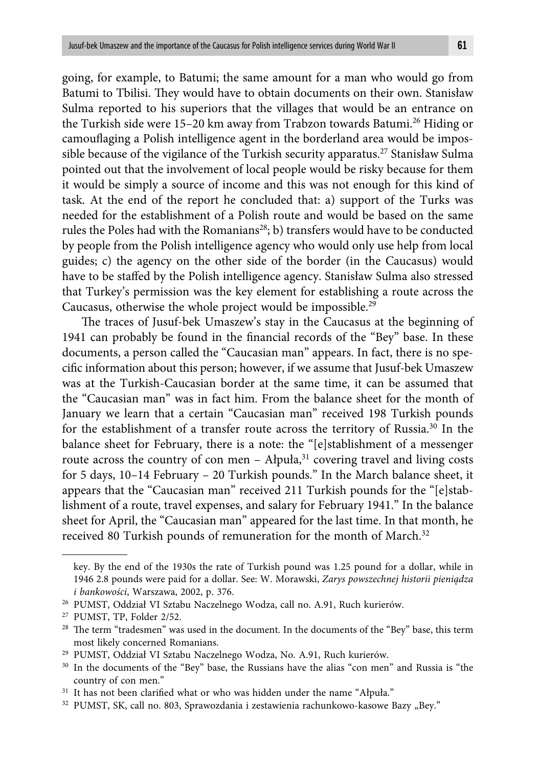going, for example, to Batumi; the same amount for a man who would go from Batumi to Tbilisi. They would have to obtain documents on their own. Stanisław Sulma reported to his superiors that the villages that would be an entrance on the Turkish side were 15–20 km away from Trabzon towards Batumi.[26] Hiding or camouflaging a Polish intelligence agent in the borderland area would be impossible because of the vigilance of the Turkish security apparatus.[27] Stanisław Sulma pointed out that the involvement of local people would be risky because for them it would be simply a source of income and this was not enough for this kind of task. At the end of the report he concluded that: a) support of the Turks was needed for the establishment of a Polish route and would be based on the same rules the Poles had with the Romanians[28]; b) transfers would have to be conducted by people from the Polish intelligence agency who would only use help from local guides; c) the agency on the other side of the border (in the Caucasus) would have to be staffed by the Polish intelligence agency. Stanisław Sulma also stressed that Turkey's permission was the key element for establishing a route across the Caucasus, otherwise the whole project would be impossible.[29]

The traces of Jusuf-bek Umaszew's stay in the Caucasus at the beginning of 1941 can probably be found in the financial records of the "Bey" base. In these documents, a person called the "Caucasian man" appears. In fact, there is no specific information about this person; however, if we assume that Jusuf-bek Umaszew was at the Turkish-Caucasian border at the same time, it can be assumed that the "Caucasian man" was in fact him. From the balance sheet for the month of January we learn that a certain "Caucasian man" received 198 Turkish pounds for the establishment of a transfer route across the territory of Russia.[30] In the balance sheet for February, there is a note: the "[e]stablishment of a messenger route across the country of con men – Ałpuła,[31] covering travel and living costs for 5 days, 10–14 February – 20 Turkish pounds." In the March balance sheet, it appears that the "Caucasian man" received 211 Turkish pounds for the "[e]stablishment of a route, travel expenses, and salary for February 1941." In the balance sheet for April, the "Caucasian man" appeared for the last time. In that month, he received 80 Turkish pounds of remuneration for the month of March.[32]

---

key. By the end of the 1930s the rate of Turkish pound was 1.25 pound for a dollar, while in 1946 2.8 pounds were paid for a dollar. See: W. Morawski, *Zarys powszechnej historii pieniądza i bankowości*, Warszawa, 2002, p. 376.

[26] PUMST, Oddział VI Sztabu Naczelnego Wodza, call no. A.91, Ruch kurierów.

[27] PUMST, TP, Folder 2/52.

[28] The term "tradesmen" was used in the document. In the documents of the "Bey" base, this term most likely concerned Romanians.

[29] PUMST, Oddział VI Sztabu Naczelnego Wodza, No. A.91, Ruch kurierów.

[30] In the documents of the "Bey" base, the Russians have the alias "con men" and Russia is "the country of con men."

[31] It has not been clarified what or who was hidden under the name "Ałpuła."

[32] PUMST, SK, call no. 803, Sprawozdania i zestawienia rachunkowo-kasowe Bazy „Bey."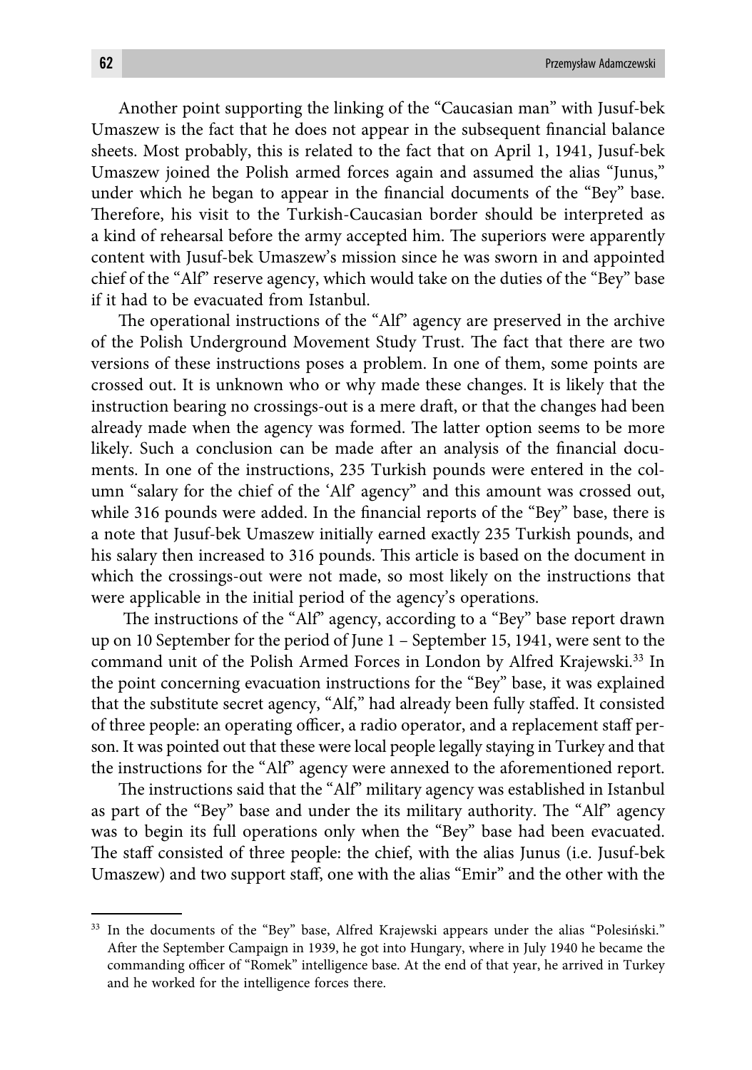Another point supporting the linking of the "Caucasian man" with Jusuf-bek Umaszew is the fact that he does not appear in the subsequent financial balance sheets. Most probably, this is related to the fact that on April 1, 1941, Jusuf-bek Umaszew joined the Polish armed forces again and assumed the alias "Junus," under which he began to appear in the financial documents of the "Bey" base. Therefore, his visit to the Turkish-Caucasian border should be interpreted as a kind of rehearsal before the army accepted him. The superiors were apparently content with Jusuf-bek Umaszew's mission since he was sworn in and appointed chief of the "Alf" reserve agency, which would take on the duties of the "Bey" base if it had to be evacuated from Istanbul.

The operational instructions of the "Alf" agency are preserved in the archive of the Polish Underground Movement Study Trust. The fact that there are two versions of these instructions poses a problem. In one of them, some points are crossed out. It is unknown who or why made these changes. It is likely that the instruction bearing no crossings-out is a mere draft, or that the changes had been already made when the agency was formed. The latter option seems to be more likely. Such a conclusion can be made after an analysis of the financial documents. In one of the instructions, 235 Turkish pounds were entered in the column "salary for the chief of the 'Alf' agency" and this amount was crossed out, while 316 pounds were added. In the financial reports of the "Bey" base, there is a note that Jusuf-bek Umaszew initially earned exactly 235 Turkish pounds, and his salary then increased to 316 pounds. This article is based on the document in which the crossings-out were not made, so most likely on the instructions that were applicable in the initial period of the agency's operations.

The instructions of the "Alf" agency, according to a "Bey" base report drawn up on 10 September for the period of June 1 – September 15, 1941, were sent to the command unit of the Polish Armed Forces in London by Alfred Krajewski.[33] In the point concerning evacuation instructions for the "Bey" base, it was explained that the substitute secret agency, "Alf," had already been fully staffed. It consisted of three people: an operating officer, a radio operator, and a replacement staff person. It was pointed out that these were local people legally staying in Turkey and that the instructions for the "Alf" agency were annexed to the aforementioned report.

The instructions said that the "Alf" military agency was established in Istanbul as part of the "Bey" base and under the its military authority. The "Alf" agency was to begin its full operations only when the "Bey" base had been evacuated. The staff consisted of three people: the chief, with the alias Junus (i.e. Jusuf-bek Umaszew) and two support staff, one with the alias "Emir" and the other with the

---

[33] In the documents of the "Bey" base, Alfred Krajewski appears under the alias "Polesiński." After the September Campaign in 1939, he got into Hungary, where in July 1940 he became the commanding officer of "Romek" intelligence base. At the end of that year, he arrived in Turkey and he worked for the intelligence forces there.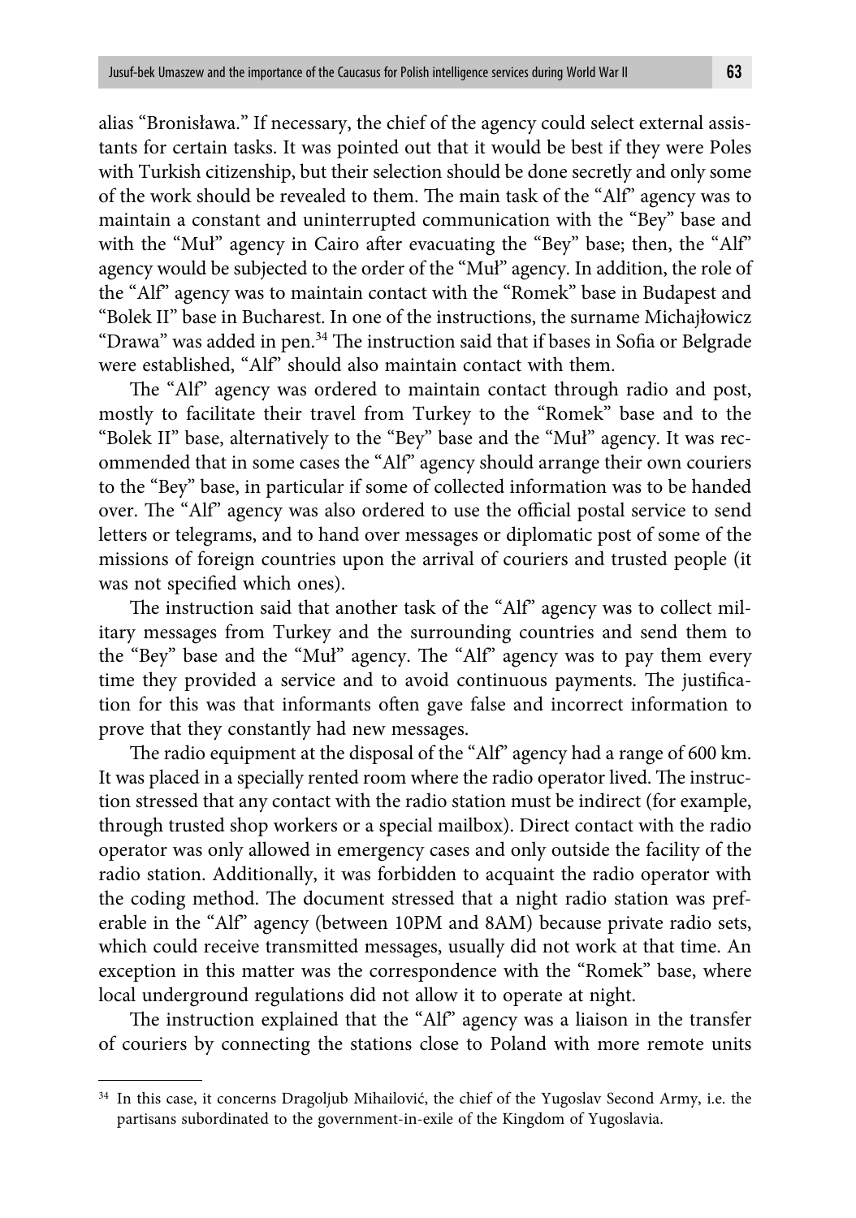alias "Bronisława." If necessary, the chief of the agency could select external assistants for certain tasks. It was pointed out that it would be best if they were Poles with Turkish citizenship, but their selection should be done secretly and only some of the work should be revealed to them. The main task of the "Alf" agency was to maintain a constant and uninterrupted communication with the "Bey" base and with the "Muł" agency in Cairo after evacuating the "Bey" base; then, the "Alf" agency would be subjected to the order of the "Muł" agency. In addition, the role of the "Alf" agency was to maintain contact with the "Romek" base in Budapest and "Bolek II" base in Bucharest. In one of the instructions, the surname Michajłowicz "Drawa" was added in pen.[34] The instruction said that if bases in Sofia or Belgrade were established, "Alf" should also maintain contact with them.

The "Alf" agency was ordered to maintain contact through radio and post, mostly to facilitate their travel from Turkey to the "Romek" base and to the "Bolek II" base, alternatively to the "Bey" base and the "Muł" agency. It was recommended that in some cases the "Alf" agency should arrange their own couriers to the "Bey" base, in particular if some of collected information was to be handed over. The "Alf" agency was also ordered to use the official postal service to send letters or telegrams, and to hand over messages or diplomatic post of some of the missions of foreign countries upon the arrival of couriers and trusted people (it was not specified which ones).

The instruction said that another task of the "Alf" agency was to collect military messages from Turkey and the surrounding countries and send them to the "Bey" base and the "Muł" agency. The "Alf" agency was to pay them every time they provided a service and to avoid continuous payments. The justification for this was that informants often gave false and incorrect information to prove that they constantly had new messages.

The radio equipment at the disposal of the "Alf" agency had a range of 600 km. It was placed in a specially rented room where the radio operator lived. The instruction stressed that any contact with the radio station must be indirect (for example, through trusted shop workers or a special mailbox). Direct contact with the radio operator was only allowed in emergency cases and only outside the facility of the radio station. Additionally, it was forbidden to acquaint the radio operator with the coding method. The document stressed that a night radio station was preferable in the "Alf" agency (between 10PM and 8AM) because private radio sets, which could receive transmitted messages, usually did not work at that time. An exception in this matter was the correspondence with the "Romek" base, where local underground regulations did not allow it to operate at night.

The instruction explained that the "Alf" agency was a liaison in the transfer of couriers by connecting the stations close to Poland with more remote units

---

[34] In this case, it concerns Dragoljub Mihailović, the chief of the Yugoslav Second Army, i.e. the partisans subordinated to the government-in-exile of the Kingdom of Yugoslavia.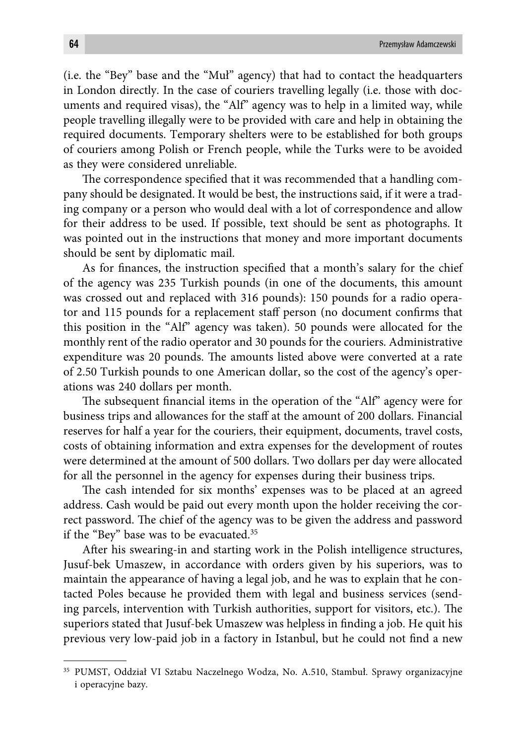(i.e. the "Bey" base and the "Muł" agency) that had to contact the headquarters in London directly. In the case of couriers travelling legally (i.e. those with documents and required visas), the "Alf" agency was to help in a limited way, while people travelling illegally were to be provided with care and help in obtaining the required documents. Temporary shelters were to be established for both groups of couriers among Polish or French people, while the Turks were to be avoided as they were considered unreliable.

The correspondence specified that it was recommended that a handling company should be designated. It would be best, the instructions said, if it were a trading company or a person who would deal with a lot of correspondence and allow for their address to be used. If possible, text should be sent as photographs. It was pointed out in the instructions that money and more important documents should be sent by diplomatic mail.

As for finances, the instruction specified that a month's salary for the chief of the agency was 235 Turkish pounds (in one of the documents, this amount was crossed out and replaced with 316 pounds): 150 pounds for a radio operator and 115 pounds for a replacement staff person (no document confirms that this position in the "Alf" agency was taken). 50 pounds were allocated for the monthly rent of the radio operator and 30 pounds for the couriers. Administrative expenditure was 20 pounds. The amounts listed above were converted at a rate of 2.50 Turkish pounds to one American dollar, so the cost of the agency's operations was 240 dollars per month.

The subsequent financial items in the operation of the "Alf" agency were for business trips and allowances for the staff at the amount of 200 dollars. Financial reserves for half a year for the couriers, their equipment, documents, travel costs, costs of obtaining information and extra expenses for the development of routes were determined at the amount of 500 dollars. Two dollars per day were allocated for all the personnel in the agency for expenses during their business trips.

The cash intended for six months' expenses was to be placed at an agreed address. Cash would be paid out every month upon the holder receiving the correct password. The chief of the agency was to be given the address and password if the "Bey" base was to be evacuated.[35]

After his swearing-in and starting work in the Polish intelligence structures, Jusuf-bek Umaszew, in accordance with orders given by his superiors, was to maintain the appearance of having a legal job, and he was to explain that he contacted Poles because he provided them with legal and business services (sending parcels, intervention with Turkish authorities, support for visitors, etc.). The superiors stated that Jusuf-bek Umaszew was helpless in finding a job. He quit his previous very low-paid job in a factory in Istanbul, but he could not find a new

[35] PUMST, Oddział VI Sztabu Naczelnego Wodza, No. A.510, Stambuł. Sprawy organizacyjne i operacyjne bazy.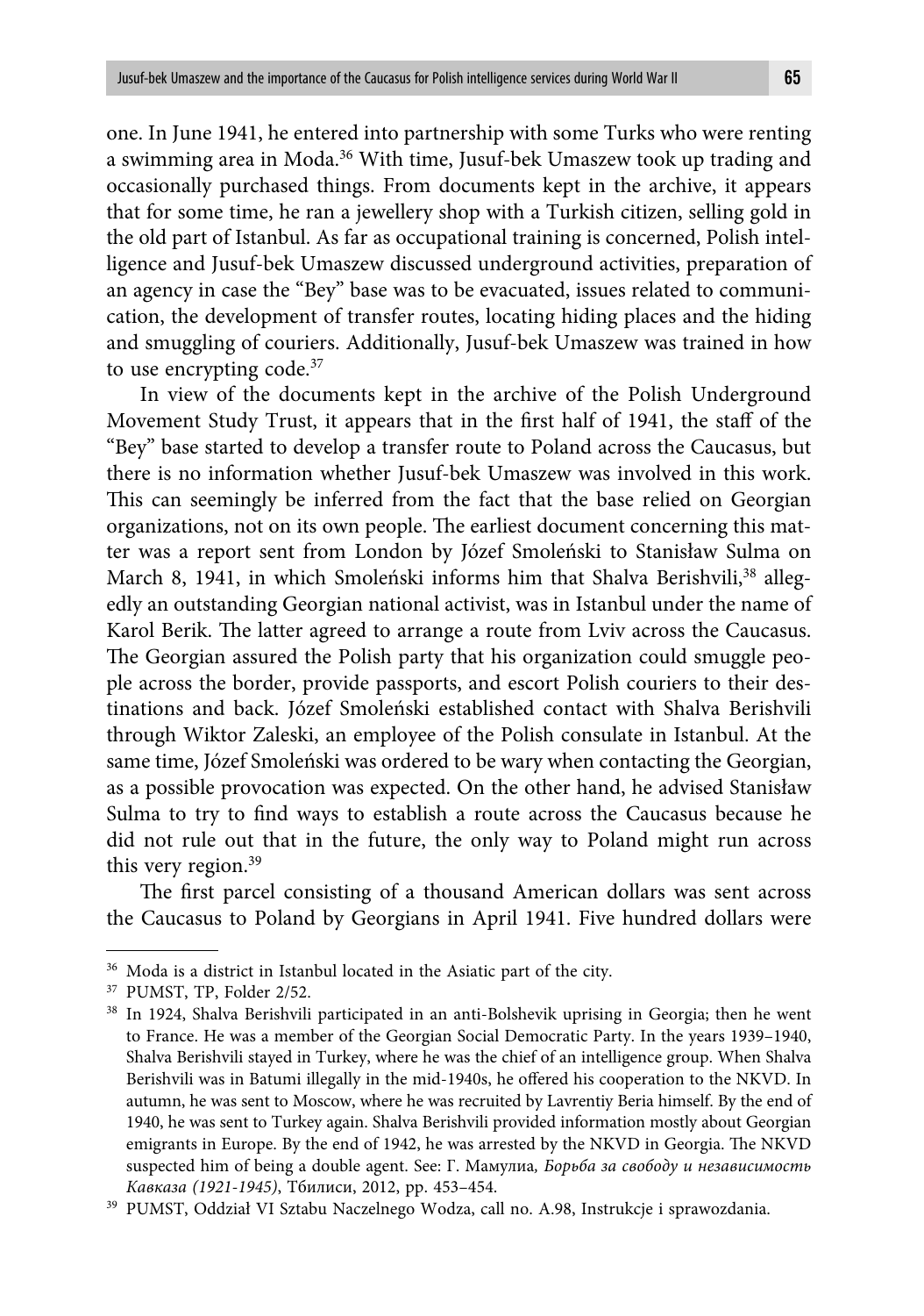one. In June 1941, he entered into partnership with some Turks who were renting a swimming area in Moda.[36] With time, Jusuf-bek Umaszew took up trading and occasionally purchased things. From documents kept in the archive, it appears that for some time, he ran a jewellery shop with a Turkish citizen, selling gold in the old part of Istanbul. As far as occupational training is concerned, Polish intelligence and Jusuf-bek Umaszew discussed underground activities, preparation of an agency in case the "Bey" base was to be evacuated, issues related to communication, the development of transfer routes, locating hiding places and the hiding and smuggling of couriers. Additionally, Jusuf-bek Umaszew was trained in how to use encrypting code.[37]

In view of the documents kept in the archive of the Polish Underground Movement Study Trust, it appears that in the first half of 1941, the staff of the "Bey" base started to develop a transfer route to Poland across the Caucasus, but there is no information whether Jusuf-bek Umaszew was involved in this work. This can seemingly be inferred from the fact that the base relied on Georgian organizations, not on its own people. The earliest document concerning this matter was a report sent from London by Józef Smoleński to Stanisław Sulma on March 8, 1941, in which Smoleński informs him that Shalva Berishvili,[38] allegedly an outstanding Georgian national activist, was in Istanbul under the name of Karol Berik. The latter agreed to arrange a route from Lviv across the Caucasus. The Georgian assured the Polish party that his organization could smuggle people across the border, provide passports, and escort Polish couriers to their destinations and back. Józef Smoleński established contact with Shalva Berishvili through Wiktor Zaleski, an employee of the Polish consulate in Istanbul. At the same time, Józef Smoleński was ordered to be wary when contacting the Georgian, as a possible provocation was expected. On the other hand, he advised Stanisław Sulma to try to find ways to establish a route across the Caucasus because he did not rule out that in the future, the only way to Poland might run across this very region.[39]

The first parcel consisting of a thousand American dollars was sent across the Caucasus to Poland by Georgians in April 1941. Five hundred dollars were

---

[36] Moda is a district in Istanbul located in the Asiatic part of the city.

[37] PUMST, TP, Folder 2/52.

[38] In 1924, Shalva Berishvili participated in an anti-Bolshevik uprising in Georgia; then he went to France. He was a member of the Georgian Social Democratic Party. In the years 1939–1940, Shalva Berishvili stayed in Turkey, where he was the chief of an intelligence group. When Shalva Berishvili was in Batumi illegally in the mid-1940s, he offered his cooperation to the NKVD. In autumn, he was sent to Moscow, where he was recruited by Lavrentiy Beria himself. By the end of 1940, he was sent to Turkey again. Shalva Berishvili provided information mostly about Georgian emigrants in Europe. By the end of 1942, he was arrested by the NKVD in Georgia. The NKVD suspected him of being a double agent. See: Г. Мамулиа, *Борьба за свободу и независимость Кавказа (1921-1945)*, Тбилиси, 2012, pp. 453–454.

[39] PUMST, Oddział VI Sztabu Naczelnego Wodza, call no. A.98, Instrukcje i sprawozdania.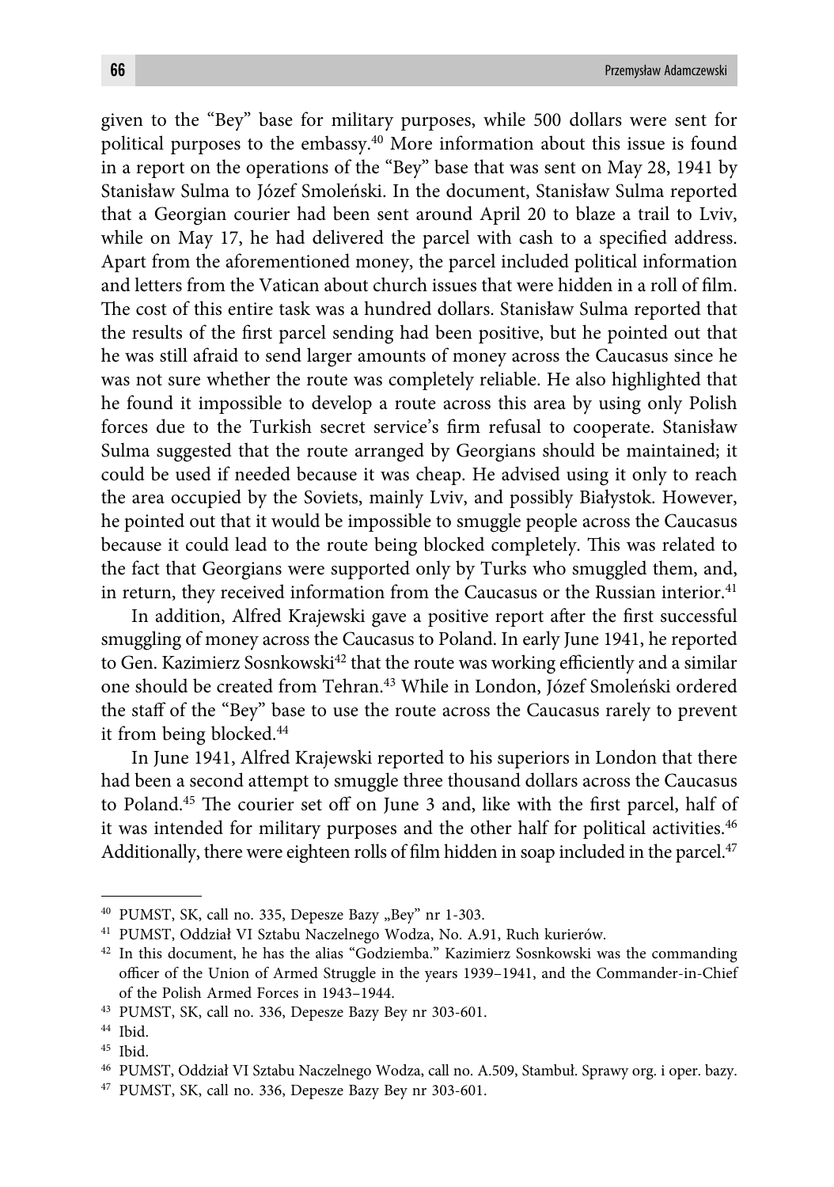given to the "Bey" base for military purposes, while 500 dollars were sent for political purposes to the embassy.[40] More information about this issue is found in a report on the operations of the "Bey" base that was sent on May 28, 1941 by Stanisław Sulma to Józef Smoleński. In the document, Stanisław Sulma reported that a Georgian courier had been sent around April 20 to blaze a trail to Lviv, while on May 17, he had delivered the parcel with cash to a specified address. Apart from the aforementioned money, the parcel included political information and letters from the Vatican about church issues that were hidden in a roll of film. The cost of this entire task was a hundred dollars. Stanisław Sulma reported that the results of the first parcel sending had been positive, but he pointed out that he was still afraid to send larger amounts of money across the Caucasus since he was not sure whether the route was completely reliable. He also highlighted that he found it impossible to develop a route across this area by using only Polish forces due to the Turkish secret service's firm refusal to cooperate. Stanisław Sulma suggested that the route arranged by Georgians should be maintained; it could be used if needed because it was cheap. He advised using it only to reach the area occupied by the Soviets, mainly Lviv, and possibly Białystok. However, he pointed out that it would be impossible to smuggle people across the Caucasus because it could lead to the route being blocked completely. This was related to the fact that Georgians were supported only by Turks who smuggled them, and, in return, they received information from the Caucasus or the Russian interior.[41]

In addition, Alfred Krajewski gave a positive report after the first successful smuggling of money across the Caucasus to Poland. In early June 1941, he reported to Gen. Kazimierz Sosnkowski[42] that the route was working efficiently and a similar one should be created from Tehran.[43] While in London, Józef Smoleński ordered the staff of the "Bey" base to use the route across the Caucasus rarely to prevent it from being blocked.[44]

In June 1941, Alfred Krajewski reported to his superiors in London that there had been a second attempt to smuggle three thousand dollars across the Caucasus to Poland.[45] The courier set off on June 3 and, like with the first parcel, half of it was intended for military purposes and the other half for political activities.[46] Additionally, there were eighteen rolls of film hidden in soap included in the parcel.[47]

---

[40] PUMST, SK, call no. 335, Depesze Bazy „Bey" nr 1-303.

[41] PUMST, Oddział VI Sztabu Naczelnego Wodza, No. A.91, Ruch kurierów.

[42] In this document, he has the alias "Godziemba." Kazimierz Sosnkowski was the commanding officer of the Union of Armed Struggle in the years 1939–1941, and the Commander-in-Chief of the Polish Armed Forces in 1943–1944.

[43] PUMST, SK, call no. 336, Depesze Bazy Bey nr 303-601.

[44] Ibid.

[45] Ibid.

[46] PUMST, Oddział VI Sztabu Naczelnego Wodza, call no. A.509, Stambuł. Sprawy org. i oper. bazy.

[47] PUMST, SK, call no. 336, Depesze Bazy Bey nr 303-601.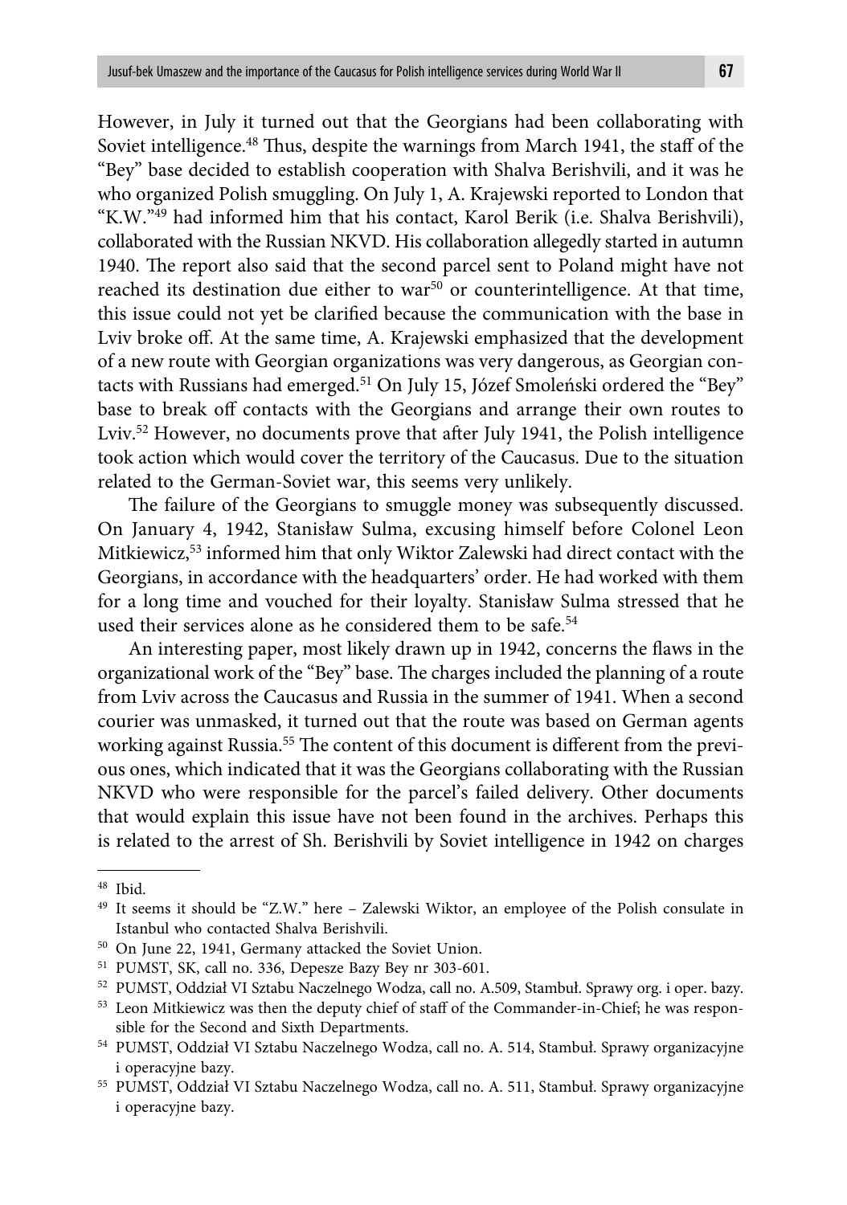However, in July it turned out that the Georgians had been collaborating with Soviet intelligence.[48] Thus, despite the warnings from March 1941, the staff of the "Bey" base decided to establish cooperation with Shalva Berishvili, and it was he who organized Polish smuggling. On July 1, A. Krajewski reported to London that "K.W."[49] had informed him that his contact, Karol Berik (i.e. Shalva Berishvili), collaborated with the Russian NKVD. His collaboration allegedly started in autumn 1940. The report also said that the second parcel sent to Poland might have not reached its destination due either to war[50] or counterintelligence. At that time, this issue could not yet be clarified because the communication with the base in Lviv broke off. At the same time, A. Krajewski emphasized that the development of a new route with Georgian organizations was very dangerous, as Georgian contacts with Russians had emerged.[51] On July 15, Józef Smoleński ordered the "Bey" base to break off contacts with the Georgians and arrange their own routes to Lviv.[52] However, no documents prove that after July 1941, the Polish intelligence took action which would cover the territory of the Caucasus. Due to the situation related to the German-Soviet war, this seems very unlikely.

The failure of the Georgians to smuggle money was subsequently discussed. On January 4, 1942, Stanisław Sulma, excusing himself before Colonel Leon Mitkiewicz,[53] informed him that only Wiktor Zalewski had direct contact with the Georgians, in accordance with the headquarters' order. He had worked with them for a long time and vouched for their loyalty. Stanisław Sulma stressed that he used their services alone as he considered them to be safe.[54]

An interesting paper, most likely drawn up in 1942, concerns the flaws in the organizational work of the "Bey" base. The charges included the planning of a route from Lviv across the Caucasus and Russia in the summer of 1941. When a second courier was unmasked, it turned out that the route was based on German agents working against Russia.[55] The content of this document is different from the previous ones, which indicated that it was the Georgians collaborating with the Russian NKVD who were responsible for the parcel's failed delivery. Other documents that would explain this issue have not been found in the archives. Perhaps this is related to the arrest of Sh. Berishvili by Soviet intelligence in 1942 on charges

---

[48] Ibid.

[49] It seems it should be "Z.W." here – Zalewski Wiktor, an employee of the Polish consulate in Istanbul who contacted Shalva Berishvili.

[50] On June 22, 1941, Germany attacked the Soviet Union.

[51] PUMST, SK, call no. 336, Depesze Bazy Bey nr 303-601.

[52] PUMST, Oddział VI Sztabu Naczelnego Wodza, call no. A.509, Stambuł. Sprawy org. i oper. bazy.

[53] Leon Mitkiewicz was then the deputy chief of staff of the Commander-in-Chief; he was responsible for the Second and Sixth Departments.

[54] PUMST, Oddział VI Sztabu Naczelnego Wodza, call no. A. 514, Stambuł. Sprawy organizacyjne i operacyjne bazy.

[55] PUMST, Oddział VI Sztabu Naczelnego Wodza, call no. A. 511, Stambuł. Sprawy organizacyjne i operacyjne bazy.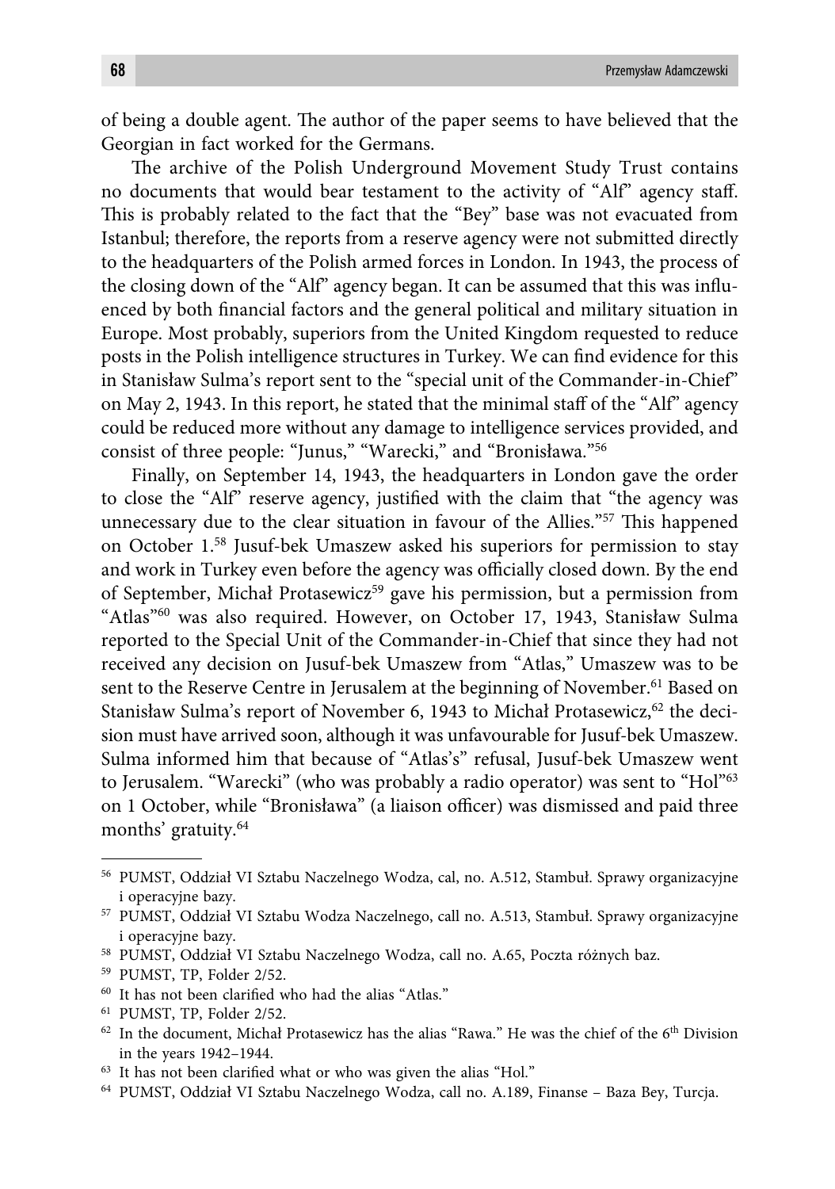of being a double agent. The author of the paper seems to have believed that the Georgian in fact worked for the Germans.

The archive of the Polish Underground Movement Study Trust contains no documents that would bear testament to the activity of "Alf" agency staff. This is probably related to the fact that the "Bey" base was not evacuated from Istanbul; therefore, the reports from a reserve agency were not submitted directly to the headquarters of the Polish armed forces in London. In 1943, the process of the closing down of the "Alf" agency began. It can be assumed that this was influenced by both financial factors and the general political and military situation in Europe. Most probably, superiors from the United Kingdom requested to reduce posts in the Polish intelligence structures in Turkey. We can find evidence for this in Stanisław Sulma's report sent to the "special unit of the Commander-in-Chief" on May 2, 1943. In this report, he stated that the minimal staff of the "Alf" agency could be reduced more without any damage to intelligence services provided, and consist of three people: "Junus," "Warecki," and "Bronisława."[56]

Finally, on September 14, 1943, the headquarters in London gave the order to close the "Alf" reserve agency, justified with the claim that "the agency was unnecessary due to the clear situation in favour of the Allies."[57] This happened on October 1.[58] Jusuf-bek Umaszew asked his superiors for permission to stay and work in Turkey even before the agency was officially closed down. By the end of September, Michał Protasewicz[59] gave his permission, but a permission from "Atlas"[60] was also required. However, on October 17, 1943, Stanisław Sulma reported to the Special Unit of the Commander-in-Chief that since they had not received any decision on Jusuf-bek Umaszew from "Atlas," Umaszew was to be sent to the Reserve Centre in Jerusalem at the beginning of November.[61] Based on Stanisław Sulma's report of November 6, 1943 to Michał Protasewicz,[62] the decision must have arrived soon, although it was unfavourable for Jusuf-bek Umaszew. Sulma informed him that because of "Atlas's" refusal, Jusuf-bek Umaszew went to Jerusalem. "Warecki" (who was probably a radio operator) was sent to "Hol"[63] on 1 October, while "Bronisława" (a liaison officer) was dismissed and paid three months' gratuity.[64]

---

[56] PUMST, Oddział VI Sztabu Naczelnego Wodza, cal, no. A.512, Stambuł. Sprawy organizacyjne i operacyjne bazy.

[57] PUMST, Oddział VI Sztabu Wodza Naczelnego, call no. A.513, Stambuł. Sprawy organizacyjne i operacyjne bazy.

[58] PUMST, Oddział VI Sztabu Naczelnego Wodza, call no. A.65, Poczta różnych baz.

[59] PUMST, TP, Folder 2/52.

[60] It has not been clarified who had the alias "Atlas."

[61] PUMST, TP, Folder 2/52.

[62] In the document, Michał Protasewicz has the alias "Rawa." He was the chief of the 6th Division in the years 1942–1944.

[63] It has not been clarified what or who was given the alias "Hol."

[64] PUMST, Oddział VI Sztabu Naczelnego Wodza, call no. A.189, Finanse – Baza Bey, Turcja.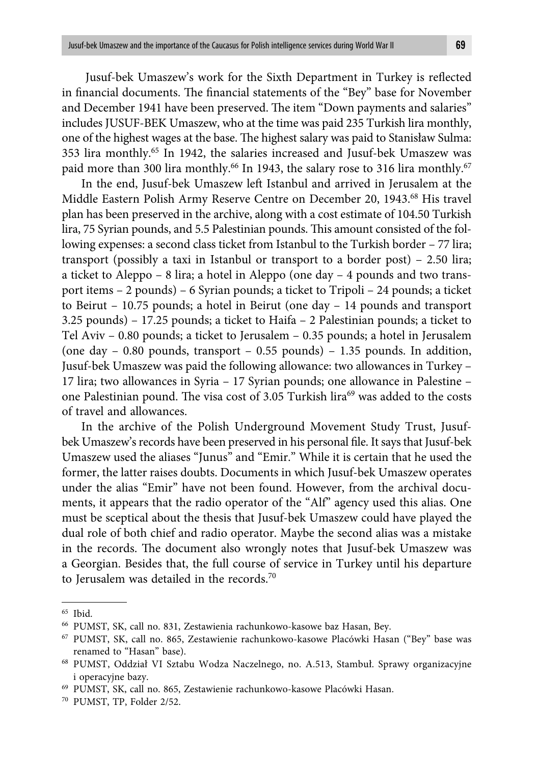Jusuf-bek Umaszew's work for the Sixth Department in Turkey is reflected in financial documents. The financial statements of the "Bey" base for November and December 1941 have been preserved. The item "Down payments and salaries" includes JUSUF-BEK Umaszew, who at the time was paid 235 Turkish lira monthly, one of the highest wages at the base. The highest salary was paid to Stanisław Sulma: 353 lira monthly.[65] In 1942, the salaries increased and Jusuf-bek Umaszew was paid more than 300 lira monthly.[66] In 1943, the salary rose to 316 lira monthly.[67]

In the end, Jusuf-bek Umaszew left Istanbul and arrived in Jerusalem at the Middle Eastern Polish Army Reserve Centre on December 20, 1943.[68] His travel plan has been preserved in the archive, along with a cost estimate of 104.50 Turkish lira, 75 Syrian pounds, and 5.5 Palestinian pounds. This amount consisted of the following expenses: a second class ticket from Istanbul to the Turkish border – 77 lira; transport (possibly a taxi in Istanbul or transport to a border post) – 2.50 lira; a ticket to Aleppo – 8 lira; a hotel in Aleppo (one day – 4 pounds and two transport items – 2 pounds) – 6 Syrian pounds; a ticket to Tripoli – 24 pounds; a ticket to Beirut – 10.75 pounds; a hotel in Beirut (one day – 14 pounds and transport 3.25 pounds) – 17.25 pounds; a ticket to Haifa – 2 Palestinian pounds; a ticket to Tel Aviv – 0.80 pounds; a ticket to Jerusalem – 0.35 pounds; a hotel in Jerusalem (one day – 0.80 pounds, transport – 0.55 pounds) – 1.35 pounds. In addition, Jusuf-bek Umaszew was paid the following allowance: two allowances in Turkey – 17 lira; two allowances in Syria – 17 Syrian pounds; one allowance in Palestine – one Palestinian pound. The visa cost of 3.05 Turkish lira[69] was added to the costs of travel and allowances.

In the archive of the Polish Underground Movement Study Trust, Jusuf-bek Umaszew's records have been preserved in his personal file. It says that Jusuf-bek Umaszew used the aliases "Junus" and "Emir." While it is certain that he used the former, the latter raises doubts. Documents in which Jusuf-bek Umaszew operates under the alias "Emir" have not been found. However, from the archival documents, it appears that the radio operator of the "Alf" agency used this alias. One must be sceptical about the thesis that Jusuf-bek Umaszew could have played the dual role of both chief and radio operator. Maybe the second alias was a mistake in the records. The document also wrongly notes that Jusuf-bek Umaszew was a Georgian. Besides that, the full course of service in Turkey until his departure to Jerusalem was detailed in the records.[70]

---

[65] Ibid.

[66] PUMST, SK, call no. 831, Zestawienia rachunkowo-kasowe baz Hasan, Bey.

[67] PUMST, SK, call no. 865, Zestawienie rachunkowo-kasowe Placówki Hasan ("Bey" base was renamed to "Hasan" base).

[68] PUMST, Oddział VI Sztabu Wodza Naczelnego, no. A.513, Stambuł. Sprawy organizacyjne i operacyjne bazy.

[69] PUMST, SK, call no. 865, Zestawienie rachunkowo-kasowe Placówki Hasan.

[70] PUMST, TP, Folder 2/52.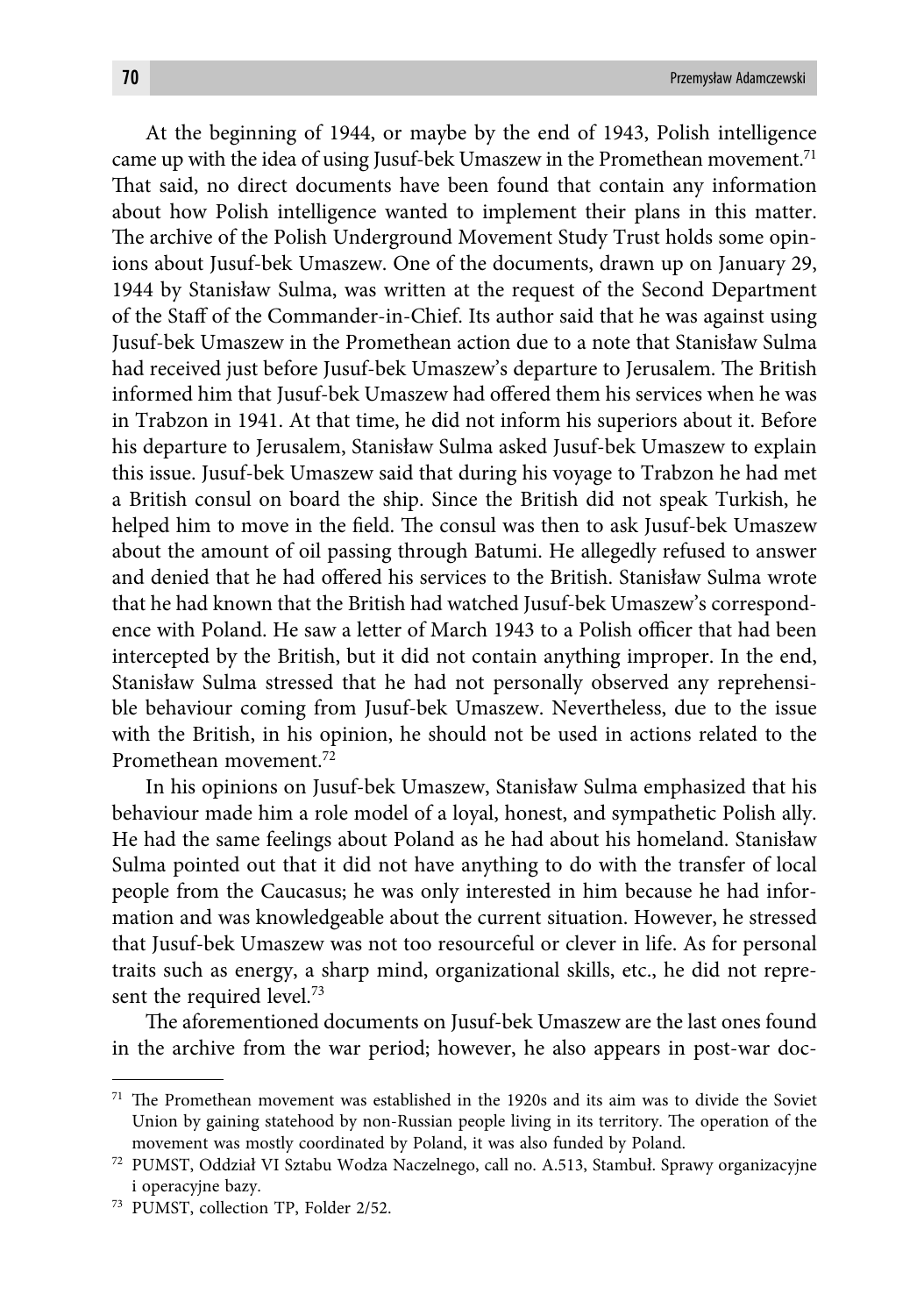At the beginning of 1944, or maybe by the end of 1943, Polish intelligence came up with the idea of using Jusuf-bek Umaszew in the Promethean movement.[71] That said, no direct documents have been found that contain any information about how Polish intelligence wanted to implement their plans in this matter. The archive of the Polish Underground Movement Study Trust holds some opinions about Jusuf-bek Umaszew. One of the documents, drawn up on January 29, 1944 by Stanisław Sulma, was written at the request of the Second Department of the Staff of the Commander-in-Chief. Its author said that he was against using Jusuf-bek Umaszew in the Promethean action due to a note that Stanisław Sulma had received just before Jusuf-bek Umaszew's departure to Jerusalem. The British informed him that Jusuf-bek Umaszew had offered them his services when he was in Trabzon in 1941. At that time, he did not inform his superiors about it. Before his departure to Jerusalem, Stanisław Sulma asked Jusuf-bek Umaszew to explain this issue. Jusuf-bek Umaszew said that during his voyage to Trabzon he had met a British consul on board the ship. Since the British did not speak Turkish, he helped him to move in the field. The consul was then to ask Jusuf-bek Umaszew about the amount of oil passing through Batumi. He allegedly refused to answer and denied that he had offered his services to the British. Stanisław Sulma wrote that he had known that the British had watched Jusuf-bek Umaszew's correspondence with Poland. He saw a letter of March 1943 to a Polish officer that had been intercepted by the British, but it did not contain anything improper. In the end, Stanisław Sulma stressed that he had not personally observed any reprehensible behaviour coming from Jusuf-bek Umaszew. Nevertheless, due to the issue with the British, in his opinion, he should not be used in actions related to the Promethean movement.[72]

In his opinions on Jusuf-bek Umaszew, Stanisław Sulma emphasized that his behaviour made him a role model of a loyal, honest, and sympathetic Polish ally. He had the same feelings about Poland as he had about his homeland. Stanisław Sulma pointed out that it did not have anything to do with the transfer of local people from the Caucasus; he was only interested in him because he had information and was knowledgeable about the current situation. However, he stressed that Jusuf-bek Umaszew was not too resourceful or clever in life. As for personal traits such as energy, a sharp mind, organizational skills, etc., he did not represent the required level.[73]

The aforementioned documents on Jusuf-bek Umaszew are the last ones found in the archive from the war period; however, he also appears in post-war doc-

---

[71] The Promethean movement was established in the 1920s and its aim was to divide the Soviet Union by gaining statehood by non-Russian people living in its territory. The operation of the movement was mostly coordinated by Poland, it was also funded by Poland.

[72] PUMST, Oddział VI Sztabu Wodza Naczelnego, call no. A.513, Stambuł. Sprawy organizacyjne i operacyjne bazy.

[73] PUMST, collection TP, Folder 2/52.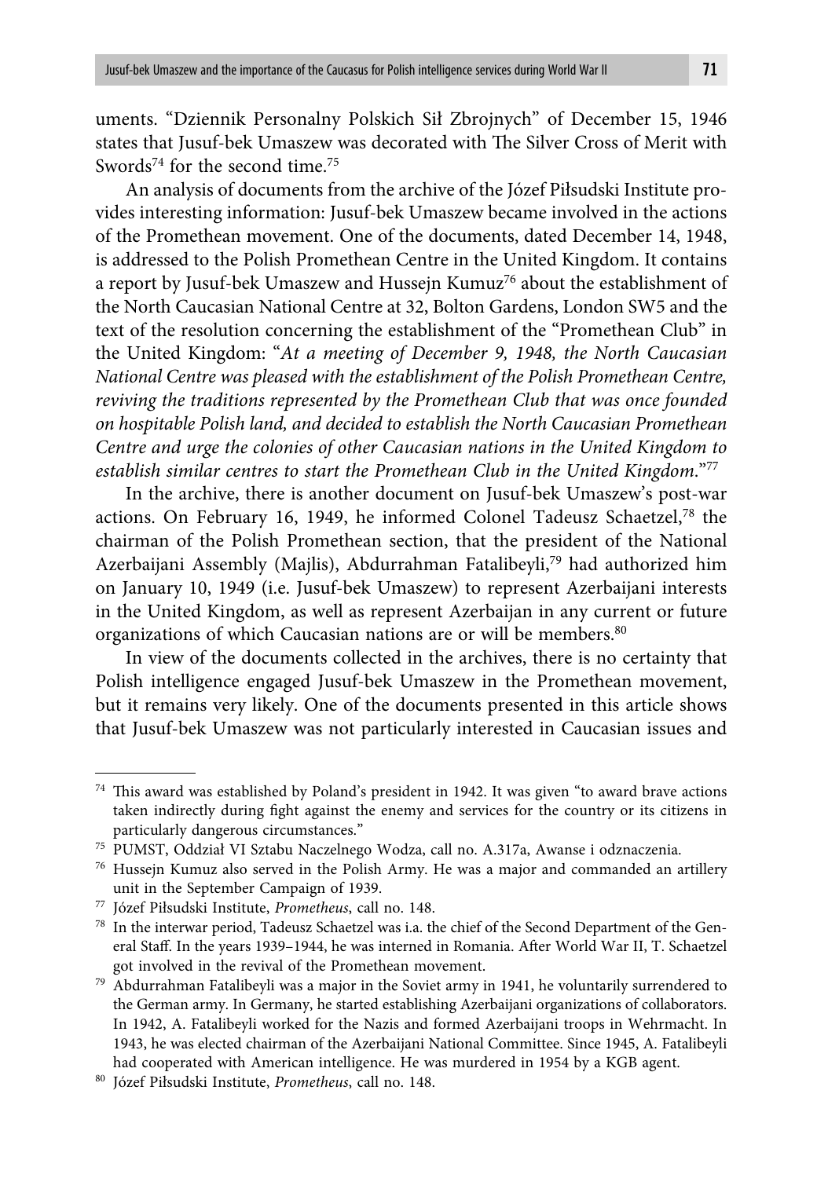uments. "Dziennik Personalny Polskich Sił Zbrojnych" of December 15, 1946 states that Jusuf-bek Umaszew was decorated with The Silver Cross of Merit with Swords[74] for the second time.[75]

An analysis of documents from the archive of the Józef Piłsudski Institute provides interesting information: Jusuf-bek Umaszew became involved in the actions of the Promethean movement. One of the documents, dated December 14, 1948, is addressed to the Polish Promethean Centre in the United Kingdom. It contains a report by Jusuf-bek Umaszew and Hussejn Kumuz[76] about the establishment of the North Caucasian National Centre at 32, Bolton Gardens, London SW5 and the text of the resolution concerning the establishment of the "Promethean Club" in the United Kingdom: "*At a meeting of December 9, 1948, the North Caucasian National Centre was pleased with the establishment of the Polish Promethean Centre, reviving the traditions represented by the Promethean Club that was once founded on hospitable Polish land, and decided to establish the North Caucasian Promethean Centre and urge the colonies of other Caucasian nations in the United Kingdom to establish similar centres to start the Promethean Club in the United Kingdom.*"[77]

In the archive, there is another document on Jusuf-bek Umaszew's post-war actions. On February 16, 1949, he informed Colonel Tadeusz Schaetzel,[78] the chairman of the Polish Promethean section, that the president of the National Azerbaijani Assembly (Majlis), Abdurrahman Fatalibeyli,[79] had authorized him on January 10, 1949 (i.e. Jusuf-bek Umaszew) to represent Azerbaijani interests in the United Kingdom, as well as represent Azerbaijan in any current or future organizations of which Caucasian nations are or will be members.[80]

In view of the documents collected in the archives, there is no certainty that Polish intelligence engaged Jusuf-bek Umaszew in the Promethean movement, but it remains very likely. One of the documents presented in this article shows that Jusuf-bek Umaszew was not particularly interested in Caucasian issues and

---

[74] This award was established by Poland's president in 1942. It was given "to award brave actions taken indirectly during fight against the enemy and services for the country or its citizens in particularly dangerous circumstances."

[75] PUMST, Oddział VI Sztabu Naczelnego Wodza, call no. A.317a, Awanse i odznaczenia.

[76] Hussejn Kumuz also served in the Polish Army. He was a major and commanded an artillery unit in the September Campaign of 1939.

[77] Józef Piłsudski Institute, *Prometheus*, call no. 148.

[78] In the interwar period, Tadeusz Schaetzel was i.a. the chief of the Second Department of the General Staff. In the years 1939–1944, he was interned in Romania. After World War II, T. Schaetzel got involved in the revival of the Promethean movement.

[79] Abdurrahman Fatalibeyli was a major in the Soviet army in 1941, he voluntarily surrendered to the German army. In Germany, he started establishing Azerbaijani organizations of collaborators. In 1942, A. Fatalibeyli worked for the Nazis and formed Azerbaijani troops in Wehrmacht. In 1943, he was elected chairman of the Azerbaijani National Committee. Since 1945, A. Fatalibeyli had cooperated with American intelligence. He was murdered in 1954 by a KGB agent.

[80] Józef Piłsudski Institute, *Prometheus*, call no. 148.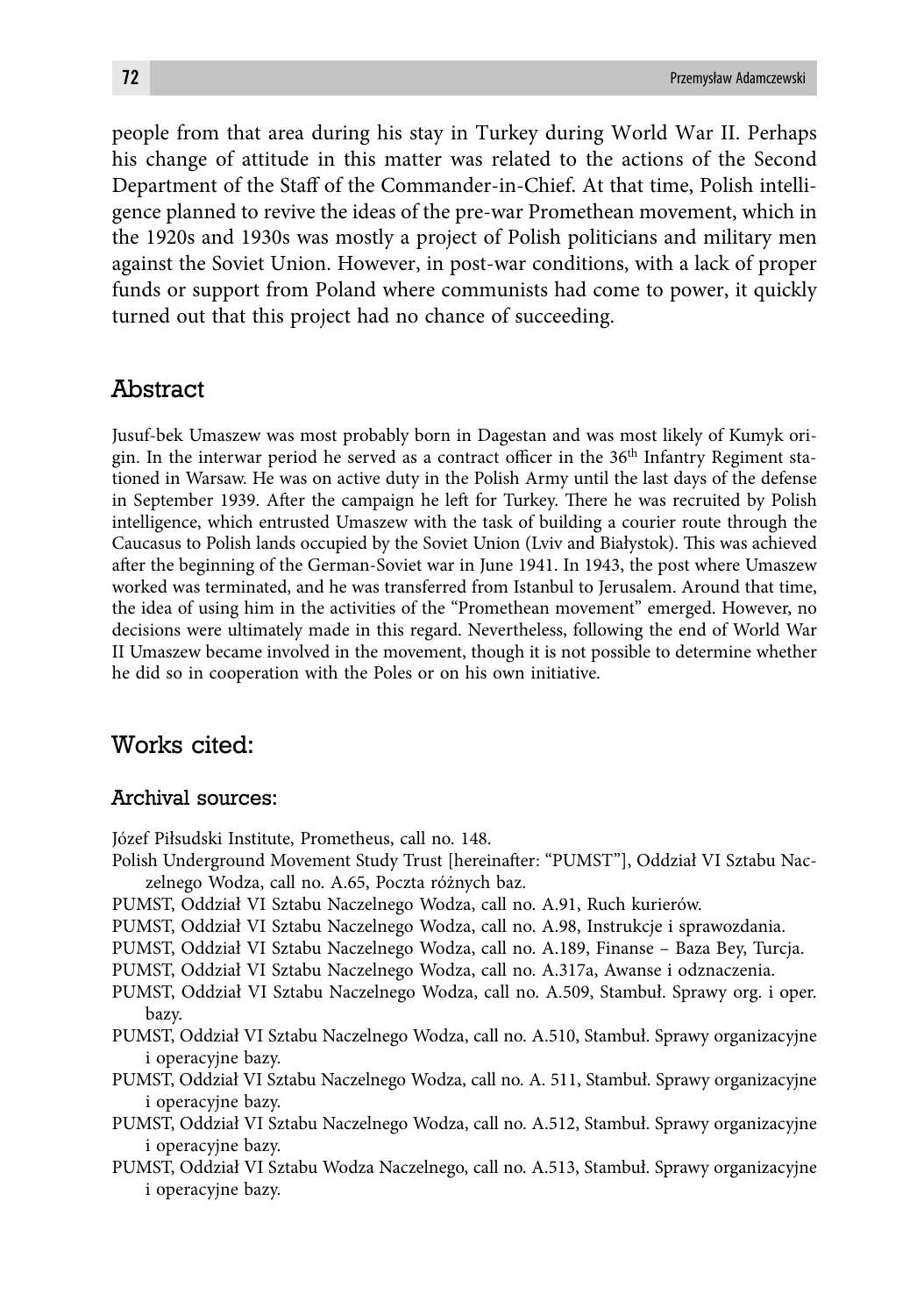people from that area during his stay in Turkey during World War II. Perhaps his change of attitude in this matter was related to the actions of the Second Department of the Staff of the Commander-in-Chief. At that time, Polish intelligence planned to revive the ideas of the pre-war Promethean movement, which in the 1920s and 1930s was mostly a project of Polish politicians and military men against the Soviet Union. However, in post-war conditions, with a lack of proper funds or support from Poland where communists had come to power, it quickly turned out that this project had no chance of succeeding.

## Abstract

Jusuf-bek Umaszew was most probably born in Dagestan and was most likely of Kumyk origin. In the interwar period he served as a contract officer in the 36th Infantry Regiment stationed in Warsaw. He was on active duty in the Polish Army until the last days of the defense in September 1939. After the campaign he left for Turkey. There he was recruited by Polish intelligence, which entrusted Umaszew with the task of building a courier route through the Caucasus to Polish lands occupied by the Soviet Union (Lviv and Białystok). This was achieved after the beginning of the German-Soviet war in June 1941. In 1943, the post where Umaszew worked was terminated, and he was transferred from Istanbul to Jerusalem. Around that time, the idea of using him in the activities of the "Promethean movement" emerged. However, no decisions were ultimately made in this regard. Nevertheless, following the end of World War II Umaszew became involved in the movement, though it is not possible to determine whether he did so in cooperation with the Poles or on his own initiative.

## Works cited:

### Archival sources:

Józef Piłsudski Institute, Prometheus, call no. 148.

Polish Underground Movement Study Trust [hereinafter: "PUMST"], Oddział VI Sztabu Naczelnego Wodza, call no. A.65, Poczta różnych baz.

PUMST, Oddział VI Sztabu Naczelnego Wodza, call no. A.91, Ruch kurierów.

PUMST, Oddział VI Sztabu Naczelnego Wodza, call no. A.98, Instrukcje i sprawozdania.

PUMST, Oddział VI Sztabu Naczelnego Wodza, call no. A.189, Finanse – Baza Bey, Turcja.

PUMST, Oddział VI Sztabu Naczelnego Wodza, call no. A.317a, Awanse i odznaczenia.

PUMST, Oddział VI Sztabu Naczelnego Wodza, call no. A.509, Stambuł. Sprawy org. i oper. bazy.

PUMST, Oddział VI Sztabu Naczelnego Wodza, call no. A.510, Stambuł. Sprawy organizacyjne i operacyjne bazy.

PUMST, Oddział VI Sztabu Naczelnego Wodza, call no. A. 511, Stambuł. Sprawy organizacyjne i operacyjne bazy.

PUMST, Oddział VI Sztabu Naczelnego Wodza, call no. A.512, Stambuł. Sprawy organizacyjne i operacyjne bazy.

PUMST, Oddział VI Sztabu Wodza Naczelnego, call no. A.513, Stambuł. Sprawy organizacyjne i operacyjne bazy.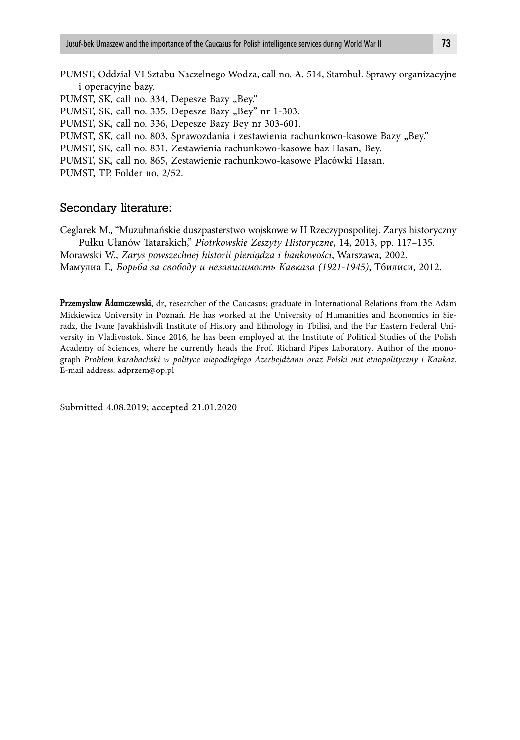PUMST, Oddział VI Sztabu Naczelnego Wodza, call no. A. 514, Stambuł. Sprawy organizacyjne i operacyjne bazy.

PUMST, SK, call no. 334, Depesze Bazy „Bey."

PUMST, SK, call no. 335, Depesze Bazy „Bey" nr 1-303.

PUMST, SK, call no. 336, Depesze Bazy Bey nr 303-601.

PUMST, SK, call no. 803, Sprawozdania i zestawienia rachunkowo-kasowe Bazy „Bey."

PUMST, SK, call no. 831, Zestawienia rachunkowo-kasowe baz Hasan, Bey.

PUMST, SK, call no. 865, Zestawienie rachunkowo-kasowe Placówki Hasan.

PUMST, TP, Folder no. 2/52.

## Secondary literature:

Ceglarek M., "Muzułmańskie duszpasterstwo wojskowe w II Rzeczypospolitej. Zarys historyczny Pułku Ułanów Tatarskich," *Piotrkowskie Zeszyty Historyczne*, 14, 2013, pp. 117–135.

Morawski W., *Zarys powszechnej historii pieniądza i bankowości*, Warszawa, 2002.

Мамулиа Г.*, Борьба за свободу и независимость Кавказа (1921-1945)*, Тбилиси, 2012.

**Przemysław Adamczewski**, dr, researcher of the Caucasus; graduate in International Relations from the Adam Mickiewicz University in Poznań. He has worked at the University of Humanities and Economics in Sieradz, the Ivane Javakhishvili Institute of History and Ethnology in Tbilisi, and the Far Eastern Federal University in Vladivostok. Since 2016, he has been employed at the Institute of Political Studies of the Polish Academy of Sciences, where he currently heads the Prof. Richard Pipes Laboratory. Author of the monograph *Problem karabachski w polityce niepodległego Azerbejdżanu oraz Polski mit etnopolityczny i Kaukaz.* E-mail address: adprzem@op.pl

Submitted 4.08.2019; accepted 21.01.2020